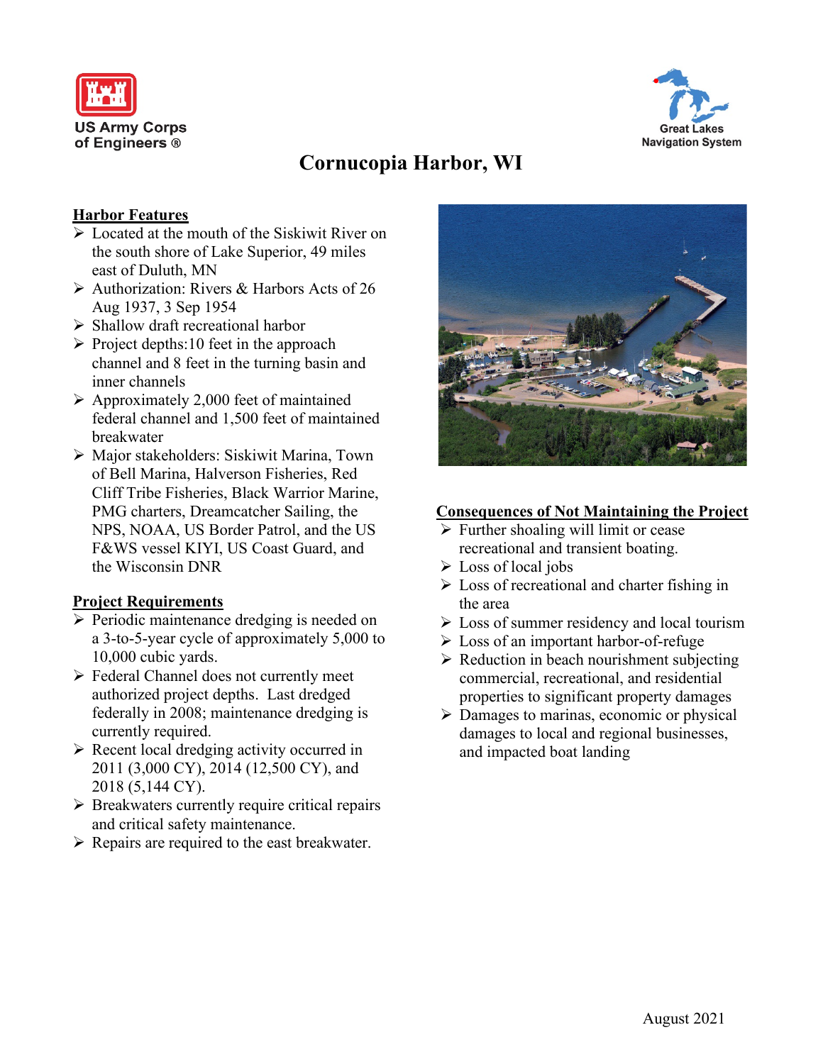US Army Corps of Engineers ®

Great Lakes Navigation System

# Cornucopia Harbor, WI

## Harbor Features

- Located at the mouth of the Siskiwit River on the south shore of Lake Superior, 49 miles east of Duluth, MN
- Authorization: Rivers & Harbors Acts of 26 Aug 1937, 3 Sep 1954
- Shallow draft recreational harbor
- Project depths:10 feet in the approach channel and 8 feet in the turning basin and inner channels
- Approximately 2,000 feet of maintained federal channel and 1,500 feet of maintained breakwater
- Major stakeholders: Siskiwit Marina, Town of Bell Marina, Halverson Fisheries, Red Cliff Tribe Fisheries, Black Warrior Marine, PMG charters, Dreamcatcher Sailing, the NPS, NOAA, US Border Patrol, and the US F&WS vessel KIYI, US Coast Guard, and the Wisconsin DNR

## Project Requirements

- Periodic maintenance dredging is needed on a 3-to-5-year cycle of approximately 5,000 to 10,000 cubic yards.
- Federal Channel does not currently meet authorized project depths. Last dredged federally in 2008; maintenance dredging is currently required.
- Recent local dredging activity occurred in 2011 (3,000 CY), 2014 (12,500 CY), and 2018 (5,144 CY).
- Breakwaters currently require critical repairs and critical safety maintenance.
- Repairs are required to the east breakwater.

## Consequences of Not Maintaining the Project

- Further shoaling will limit or cease recreational and transient boating.
- Loss of local jobs
- Loss of recreational and charter fishing in the area
- Loss of summer residency and local tourism
- Loss of an important harbor-of-refuge
- Reduction in beach nourishment subjecting commercial, recreational, and residential properties to significant property damages
- Damages to marinas, economic or physical damages to local and regional businesses, and impacted boat landing

August 2021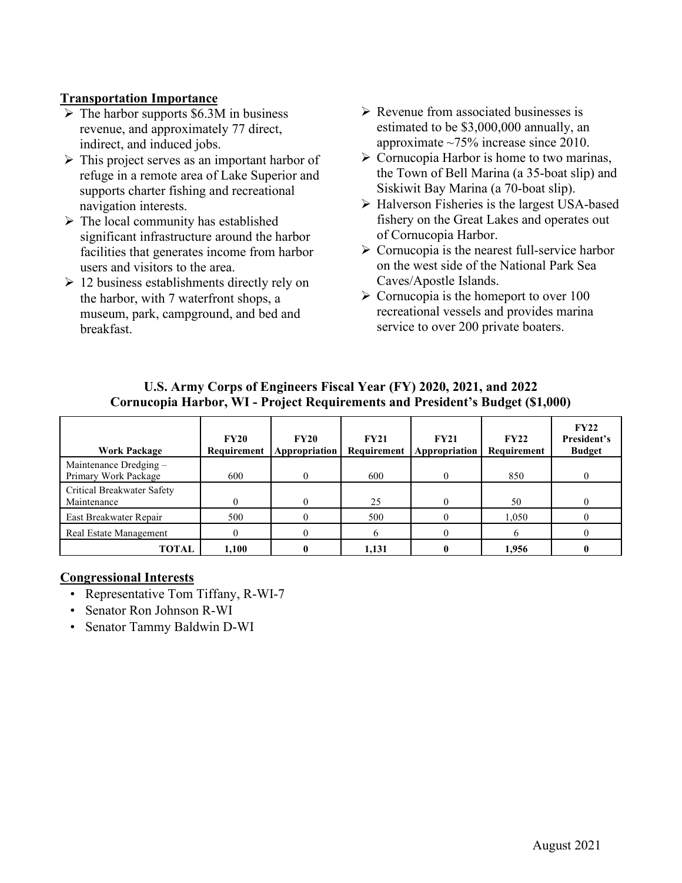## Transportation Importance

- The harbor supports $6.3M in business revenue, and approximately 77 direct, indirect, and induced jobs.
- This project serves as an important harbor of refuge in a remote area of Lake Superior and supports charter fishing and recreational navigation interests.
- The local community has established significant infrastructure around the harbor facilities that generates income from harbor users and visitors to the area.
- 12 business establishments directly rely on the harbor, with 7 waterfront shops, a museum, park, campground, and bed and breakfast.
- Revenue from associated businesses is estimated to be $3,000,000 annually, an approximate ~75% increase since 2010.
- Cornucopia Harbor is home to two marinas, the Town of Bell Marina (a 35-boat slip) and Siskiwit Bay Marina (a 70-boat slip).
- Halverson Fisheries is the largest USA-based fishery on the Great Lakes and operates out of Cornucopia Harbor.
- Cornucopia is the nearest full-service harbor on the west side of the National Park Sea Caves/Apostle Islands.
- Cornucopia is the homeport to over 100 recreational vessels and provides marina service to over 200 private boaters.

**U.S. Army Corps of Engineers Fiscal Year (FY) 2020, 2021, and 2022**
**Cornucopia Harbor, WI - Project Requirements and President's Budget ($1,000)**

| Work Package | FY20 Requirement | FY20 Appropriation | FY21 Requirement | FY21 Appropriation | FY22 Requirement | FY22 President's Budget |
|---|---|---|---|---|---|---|
| Maintenance Dredging – Primary Work Package | 600 | 0 | 600 | 0 | 850 | 0 |
| Critical Breakwater Safety Maintenance | 0 | 0 | 25 | 0 | 50 | 0 |
| East Breakwater Repair | 500 | 0 | 500 | 0 | 1,050 | 0 |
| Real Estate Management | 0 | 0 | 6 | 0 | 6 | 0 |
| **TOTAL** | **1,100** | **0** | **1,131** | **0** | **1,956** | **0** |

## Congressional Interests

- Representative Tom Tiffany, R-WI-7
- Senator Ron Johnson R-WI
- Senator Tammy Baldwin D-WI

August 2021